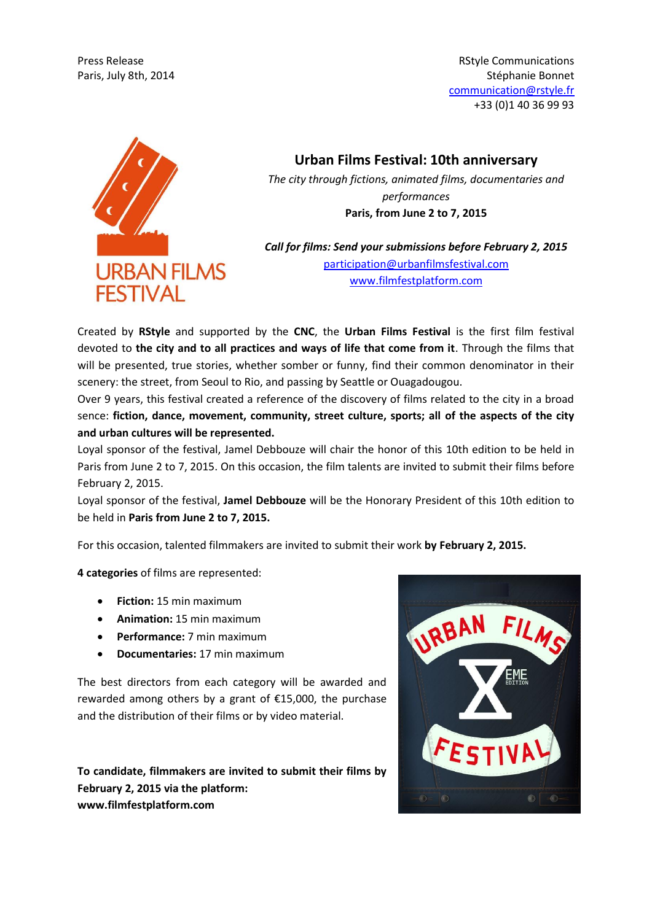Press Release
Paris, July 8th, 2014

RStyle Communications
Stéphanie Bonnet
communication@rstyle.fr
+33 (0)1 40 36 99 93

URBAN FILMS FESTIVAL

# Urban Films Festival: 10th anniversary

*The city through fictions, animated films, documentaries and performances*

**Paris, from June 2 to 7, 2015**

***Call for films: Send your submissions before February 2, 2015***

participation@urbanfilmsfestival.com
www.filmfestplatform.com

Created by **RStyle** and supported by the **CNC**, the **Urban Films Festival** is the first film festival devoted to **the city and to all practices and ways of life that come from it**. Through the films that will be presented, true stories, whether somber or funny, find their common denominator in their scenery: the street, from Seoul to Rio, and passing by Seattle or Ouagadougou.

Over 9 years, this festival created a reference of the discovery of films related to the city in a broad sence: **fiction, dance, movement, community, street culture, sports; all of the aspects of the city and urban cultures will be represented.**

Loyal sponsor of the festival, Jamel Debbouze will chair the honor of this 10th edition to be held in Paris from June 2 to 7, 2015. On this occasion, the film talents are invited to submit their films before February 2, 2015.

Loyal sponsor of the festival, **Jamel Debbouze** will be the Honorary President of this 10th edition to be held in **Paris from June 2 to 7, 2015.**

For this occasion, talented filmmakers are invited to submit their work **by February 2, 2015.**

**4 categories** of films are represented:

- **Fiction:** 15 min maximum
- **Animation:** 15 min maximum
- **Performance:** 7 min maximum
- **Documentaries:** 17 min maximum

The best directors from each category will be awarded and rewarded among others by a grant of €15,000, the purchase and the distribution of their films or by video material.

**To candidate, filmmakers are invited to submit their films by February 2, 2015 via the platform: www.filmfestplatform.com**

URBAN FILMS X EME EDITION FESTIVAL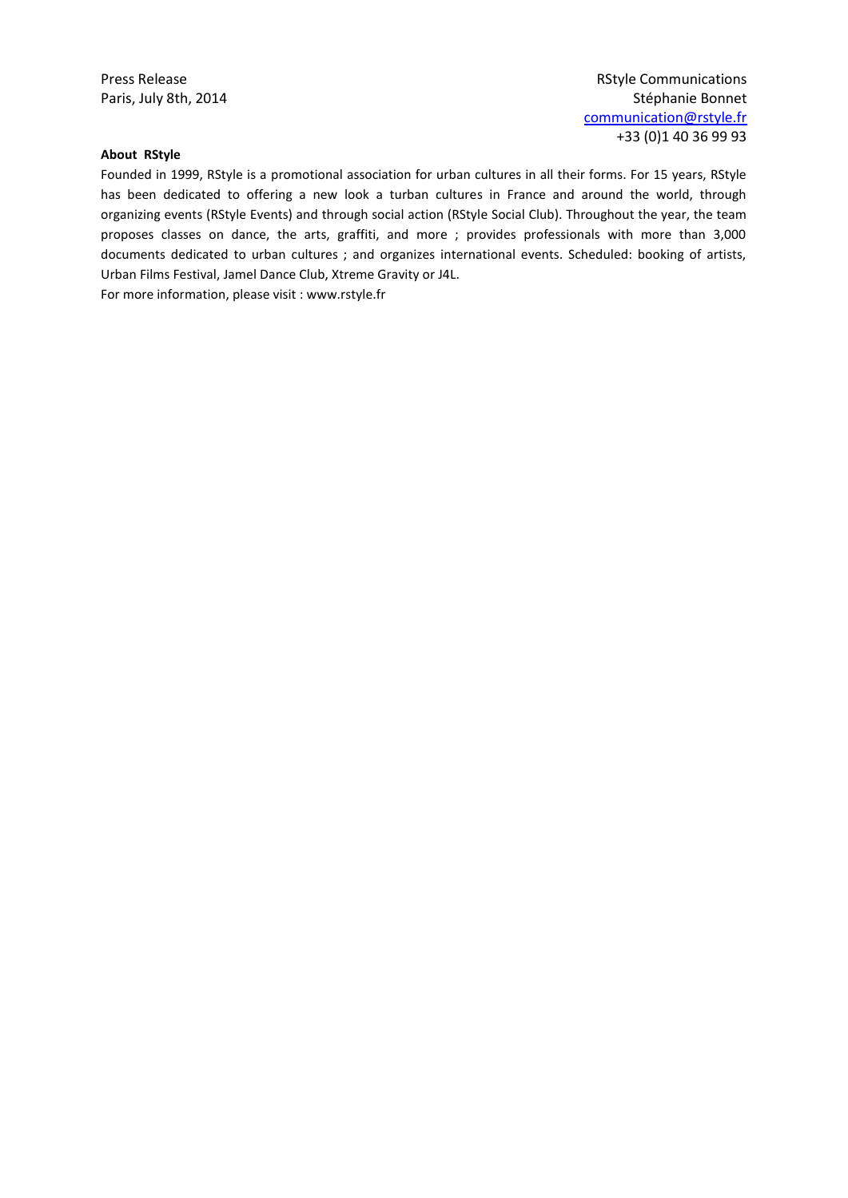Press Release
Paris, July 8th, 2014

RStyle Communications
Stéphanie Bonnet
communication@rstyle.fr
+33 (0)1 40 36 99 93

**About RStyle**

Founded in 1999, RStyle is a promotional association for urban cultures in all their forms. For 15 years, RStyle has been dedicated to offering a new look a turban cultures in France and around the world, through organizing events (RStyle Events) and through social action (RStyle Social Club). Throughout the year, the team proposes classes on dance, the arts, graffiti, and more ; provides professionals with more than 3,000 documents dedicated to urban cultures ; and organizes international events. Scheduled: booking of artists, Urban Films Festival, Jamel Dance Club, Xtreme Gravity or J4L.

For more information, please visit : www.rstyle.fr